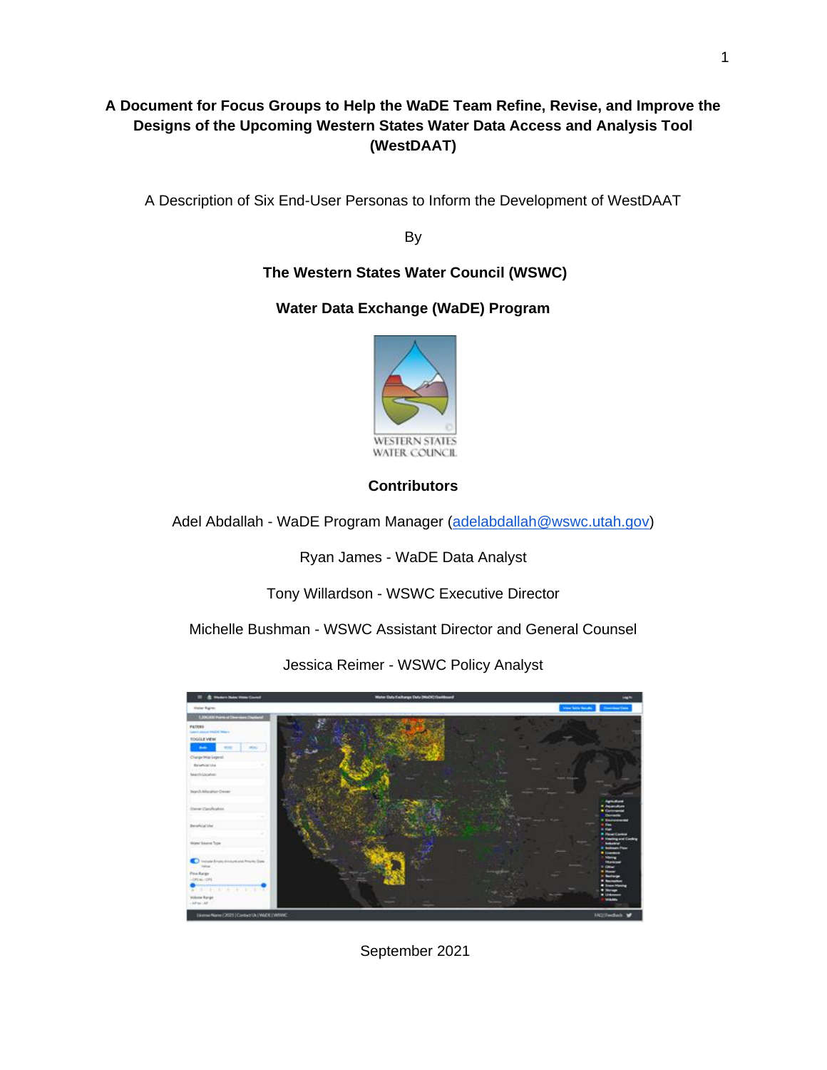# A Document for Focus Groups to Help the WaDE Team Refine, Revise, and Improve the Designs of the Upcoming Western States Water Data Access and Analysis Tool (WestDAAT)

A Description of Six End-User Personas to Inform the Development of WestDAAT

By

**The Western States Water Council (WSWC)**

**Water Data Exchange (WaDE) Program**

**Contributors**

Adel Abdallah - WaDE Program Manager (adelabdallah@wswc.utah.gov)

Ryan James - WaDE Data Analyst

Tony Willardson - WSWC Executive Director

Michelle Bushman - WSWC Assistant Director and General Counsel

Jessica Reimer - WSWC Policy Analyst

September 2021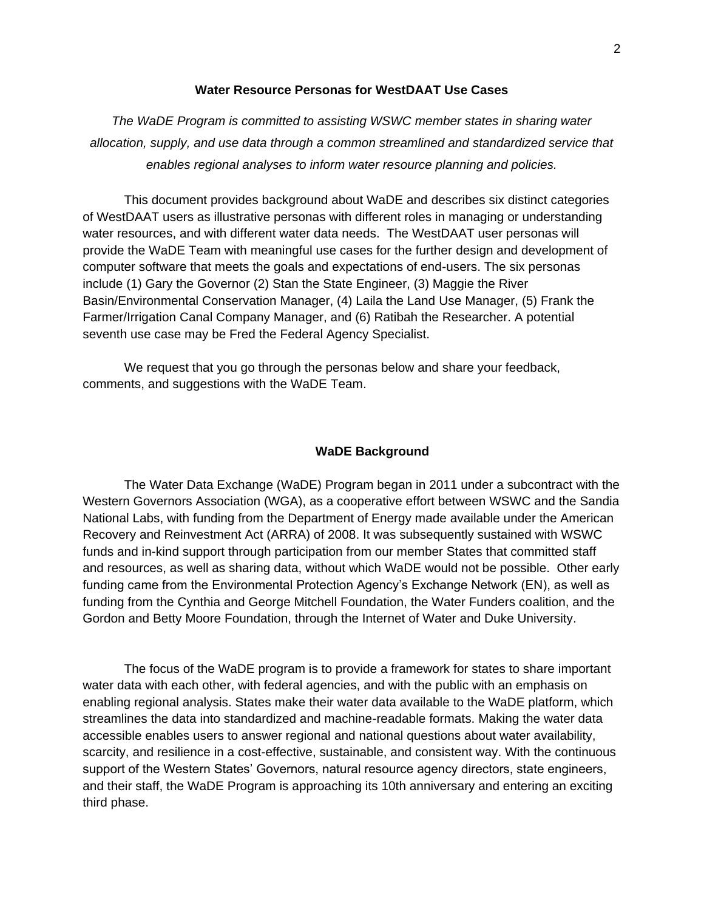## Water Resource Personas for WestDAAT Use Cases

*The WaDE Program is committed to assisting WSWC member states in sharing water allocation, supply, and use data through a common streamlined and standardized service that enables regional analyses to inform water resource planning and policies.*

This document provides background about WaDE and describes six distinct categories of WestDAAT users as illustrative personas with different roles in managing or understanding water resources, and with different water data needs. The WestDAAT user personas will provide the WaDE Team with meaningful use cases for the further design and development of computer software that meets the goals and expectations of end-users. The six personas include (1) Gary the Governor (2) Stan the State Engineer, (3) Maggie the River Basin/Environmental Conservation Manager, (4) Laila the Land Use Manager, (5) Frank the Farmer/Irrigation Canal Company Manager, and (6) Ratibah the Researcher. A potential seventh use case may be Fred the Federal Agency Specialist.

We request that you go through the personas below and share your feedback, comments, and suggestions with the WaDE Team.

## WaDE Background

The Water Data Exchange (WaDE) Program began in 2011 under a subcontract with the Western Governors Association (WGA), as a cooperative effort between WSWC and the Sandia National Labs, with funding from the Department of Energy made available under the American Recovery and Reinvestment Act (ARRA) of 2008. It was subsequently sustained with WSWC funds and in-kind support through participation from our member States that committed staff and resources, as well as sharing data, without which WaDE would not be possible. Other early funding came from the Environmental Protection Agency's Exchange Network (EN), as well as funding from the Cynthia and George Mitchell Foundation, the Water Funders coalition, and the Gordon and Betty Moore Foundation, through the Internet of Water and Duke University.

The focus of the WaDE program is to provide a framework for states to share important water data with each other, with federal agencies, and with the public with an emphasis on enabling regional analysis. States make their water data available to the WaDE platform, which streamlines the data into standardized and machine-readable formats. Making the water data accessible enables users to answer regional and national questions about water availability, scarcity, and resilience in a cost-effective, sustainable, and consistent way. With the continuous support of the Western States' Governors, natural resource agency directors, state engineers, and their staff, the WaDE Program is approaching its 10th anniversary and entering an exciting third phase.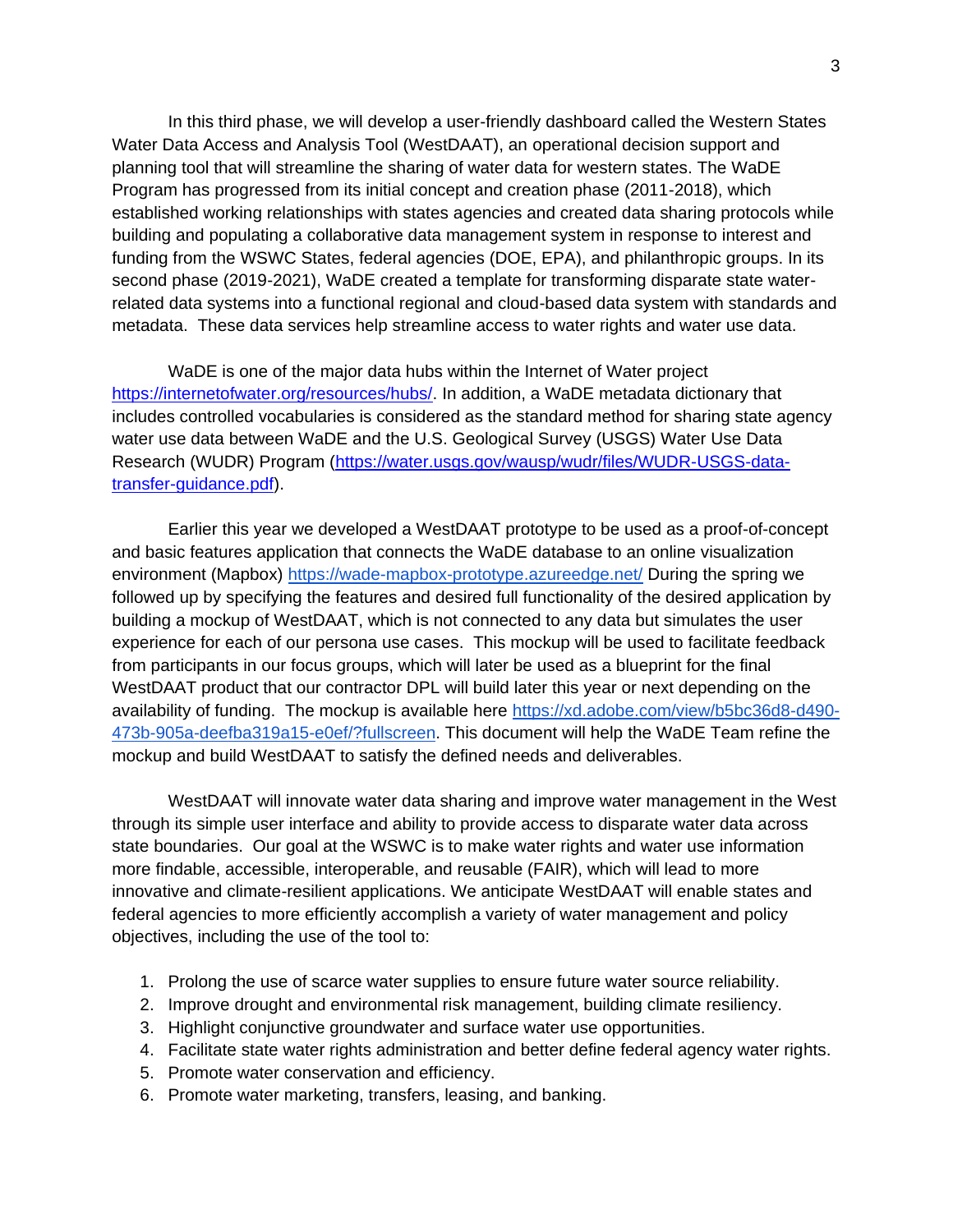In this third phase, we will develop a user-friendly dashboard called the Western States Water Data Access and Analysis Tool (WestDAAT), an operational decision support and planning tool that will streamline the sharing of water data for western states. The WaDE Program has progressed from its initial concept and creation phase (2011-2018), which established working relationships with states agencies and created data sharing protocols while building and populating a collaborative data management system in response to interest and funding from the WSWC States, federal agencies (DOE, EPA), and philanthropic groups. In its second phase (2019-2021), WaDE created a template for transforming disparate state water-related data systems into a functional regional and cloud-based data system with standards and metadata. These data services help streamline access to water rights and water use data.

WaDE is one of the major data hubs within the Internet of Water project [https://internetofwater.org/resources/hubs/](https://internetofwater.org/resources/hubs/). In addition, a WaDE metadata dictionary that includes controlled vocabularies is considered as the standard method for sharing state agency water use data between WaDE and the U.S. Geological Survey (USGS) Water Use Data Research (WUDR) Program ([https://water.usgs.gov/wausp/wudr/files/WUDR-USGS-data-transfer-guidance.pdf](https://water.usgs.gov/wausp/wudr/files/WUDR-USGS-data-transfer-guidance.pdf)).

Earlier this year we developed a WestDAAT prototype to be used as a proof-of-concept and basic features application that connects the WaDE database to an online visualization environment (Mapbox) [https://wade-mapbox-prototype.azureedge.net/](https://wade-mapbox-prototype.azureedge.net/) During the spring we followed up by specifying the features and desired full functionality of the desired application by building a mockup of WestDAAT, which is not connected to any data but simulates the user experience for each of our persona use cases. This mockup will be used to facilitate feedback from participants in our focus groups, which will later be used as a blueprint for the final WestDAAT product that our contractor DPL will build later this year or next depending on the availability of funding. The mockup is available here [https://xd.adobe.com/view/b5bc36d8-d490-473b-905a-deefba319a15-e0ef/?fullscreen](https://xd.adobe.com/view/b5bc36d8-d490-473b-905a-deefba319a15-e0ef/?fullscreen). This document will help the WaDE Team refine the mockup and build WestDAAT to satisfy the defined needs and deliverables.

WestDAAT will innovate water data sharing and improve water management in the West through its simple user interface and ability to provide access to disparate water data across state boundaries. Our goal at the WSWC is to make water rights and water use information more findable, accessible, interoperable, and reusable (FAIR), which will lead to more innovative and climate-resilient applications. We anticipate WestDAAT will enable states and federal agencies to more efficiently accomplish a variety of water management and policy objectives, including the use of the tool to:

1. Prolong the use of scarce water supplies to ensure future water source reliability.
2. Improve drought and environmental risk management, building climate resiliency.
3. Highlight conjunctive groundwater and surface water use opportunities.
4. Facilitate state water rights administration and better define federal agency water rights.
5. Promote water conservation and efficiency.
6. Promote water marketing, transfers, leasing, and banking.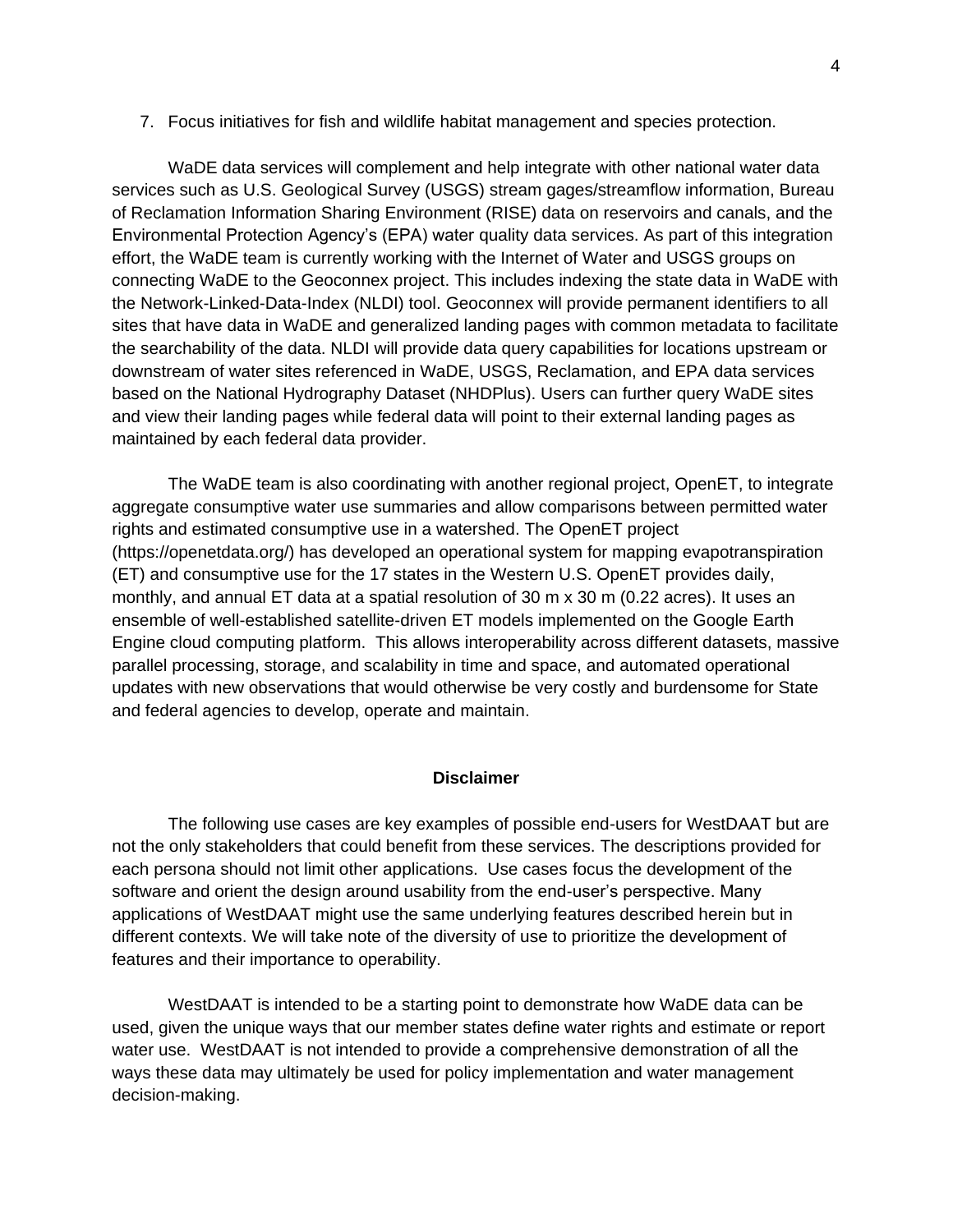7. Focus initiatives for fish and wildlife habitat management and species protection.

WaDE data services will complement and help integrate with other national water data services such as U.S. Geological Survey (USGS) stream gages/streamflow information, Bureau of Reclamation Information Sharing Environment (RISE) data on reservoirs and canals, and the Environmental Protection Agency's (EPA) water quality data services. As part of this integration effort, the WaDE team is currently working with the Internet of Water and USGS groups on connecting WaDE to the Geoconnex project. This includes indexing the state data in WaDE with the Network-Linked-Data-Index (NLDI) tool. Geoconnex will provide permanent identifiers to all sites that have data in WaDE and generalized landing pages with common metadata to facilitate the searchability of the data. NLDI will provide data query capabilities for locations upstream or downstream of water sites referenced in WaDE, USGS, Reclamation, and EPA data services based on the National Hydrography Dataset (NHDPlus). Users can further query WaDE sites and view their landing pages while federal data will point to their external landing pages as maintained by each federal data provider.

The WaDE team is also coordinating with another regional project, OpenET, to integrate aggregate consumptive water use summaries and allow comparisons between permitted water rights and estimated consumptive use in a watershed. The OpenET project (https://openetdata.org/) has developed an operational system for mapping evapotranspiration (ET) and consumptive use for the 17 states in the Western U.S. OpenET provides daily, monthly, and annual ET data at a spatial resolution of 30 m x 30 m (0.22 acres). It uses an ensemble of well-established satellite-driven ET models implemented on the Google Earth Engine cloud computing platform. This allows interoperability across different datasets, massive parallel processing, storage, and scalability in time and space, and automated operational updates with new observations that would otherwise be very costly and burdensome for State and federal agencies to develop, operate and maintain.

## Disclaimer

The following use cases are key examples of possible end-users for WestDAAT but are not the only stakeholders that could benefit from these services. The descriptions provided for each persona should not limit other applications. Use cases focus the development of the software and orient the design around usability from the end-user's perspective. Many applications of WestDAAT might use the same underlying features described herein but in different contexts. We will take note of the diversity of use to prioritize the development of features and their importance to operability.

WestDAAT is intended to be a starting point to demonstrate how WaDE data can be used, given the unique ways that our member states define water rights and estimate or report water use. WestDAAT is not intended to provide a comprehensive demonstration of all the ways these data may ultimately be used for policy implementation and water management decision-making.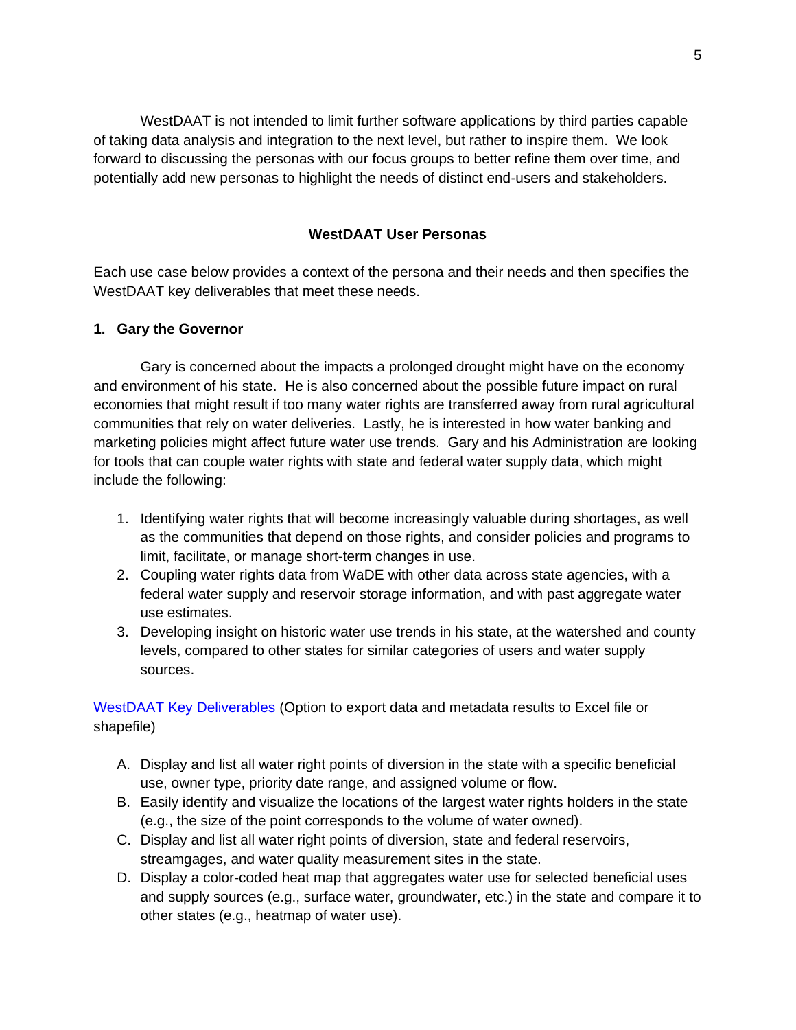WestDAAT is not intended to limit further software applications by third parties capable of taking data analysis and integration to the next level, but rather to inspire them. We look forward to discussing the personas with our focus groups to better refine them over time, and potentially add new personas to highlight the needs of distinct end-users and stakeholders.

## WestDAAT User Personas

Each use case below provides a context of the persona and their needs and then specifies the WestDAAT key deliverables that meet these needs.

### 1. Gary the Governor

Gary is concerned about the impacts a prolonged drought might have on the economy and environment of his state. He is also concerned about the possible future impact on rural economies that might result if too many water rights are transferred away from rural agricultural communities that rely on water deliveries. Lastly, he is interested in how water banking and marketing policies might affect future water use trends. Gary and his Administration are looking for tools that can couple water rights with state and federal water supply data, which might include the following:

1. Identifying water rights that will become increasingly valuable during shortages, as well as the communities that depend on those rights, and consider policies and programs to limit, facilitate, or manage short-term changes in use.
2. Coupling water rights data from WaDE with other data across state agencies, with a federal water supply and reservoir storage information, and with past aggregate water use estimates.
3. Developing insight on historic water use trends in his state, at the watershed and county levels, compared to other states for similar categories of users and water supply sources.

WestDAAT Key Deliverables (Option to export data and metadata results to Excel file or shapefile)

A. Display and list all water right points of diversion in the state with a specific beneficial use, owner type, priority date range, and assigned volume or flow.
B. Easily identify and visualize the locations of the largest water rights holders in the state (e.g., the size of the point corresponds to the volume of water owned).
C. Display and list all water right points of diversion, state and federal reservoirs, streamgages, and water quality measurement sites in the state.
D. Display a color-coded heat map that aggregates water use for selected beneficial uses and supply sources (e.g., surface water, groundwater, etc.) in the state and compare it to other states (e.g., heatmap of water use).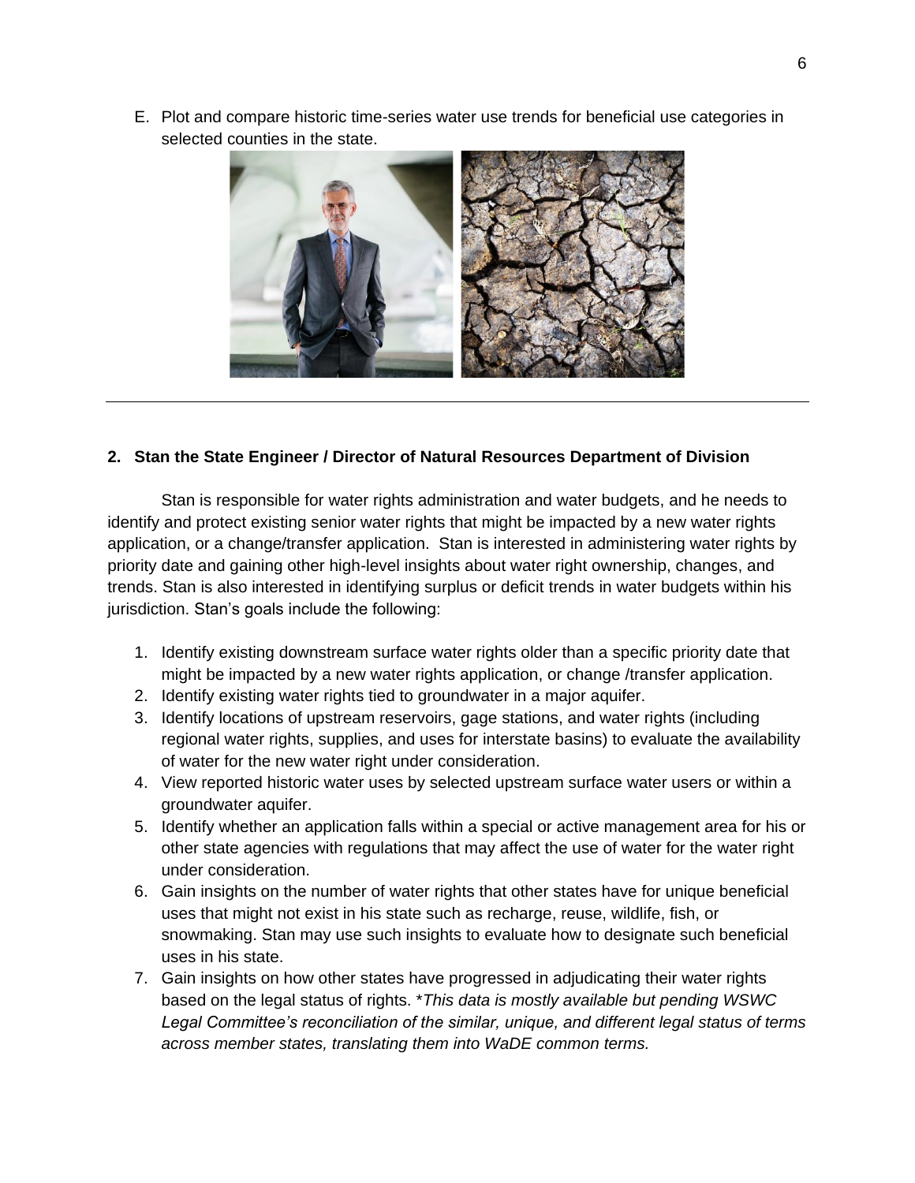E. Plot and compare historic time-series water use trends for beneficial use categories in selected counties in the state.

---

## 2. Stan the State Engineer / Director of Natural Resources Department of Division

Stan is responsible for water rights administration and water budgets, and he needs to identify and protect existing senior water rights that might be impacted by a new water rights application, or a change/transfer application. Stan is interested in administering water rights by priority date and gaining other high-level insights about water right ownership, changes, and trends. Stan is also interested in identifying surplus or deficit trends in water budgets within his jurisdiction. Stan's goals include the following:

1. Identify existing downstream surface water rights older than a specific priority date that might be impacted by a new water rights application, or change /transfer application.
2. Identify existing water rights tied to groundwater in a major aquifer.
3. Identify locations of upstream reservoirs, gage stations, and water rights (including regional water rights, supplies, and uses for interstate basins) to evaluate the availability of water for the new water right under consideration.
4. View reported historic water uses by selected upstream surface water users or within a groundwater aquifer.
5. Identify whether an application falls within a special or active management area for his or other state agencies with regulations that may affect the use of water for the water right under consideration.
6. Gain insights on the number of water rights that other states have for unique beneficial uses that might not exist in his state such as recharge, reuse, wildlife, fish, or snowmaking. Stan may use such insights to evaluate how to designate such beneficial uses in his state.
7. Gain insights on how other states have progressed in adjudicating their water rights based on the legal status of rights. \**This data is mostly available but pending WSWC Legal Committee's reconciliation of the similar, unique, and different legal status of terms across member states, translating them into WaDE common terms.*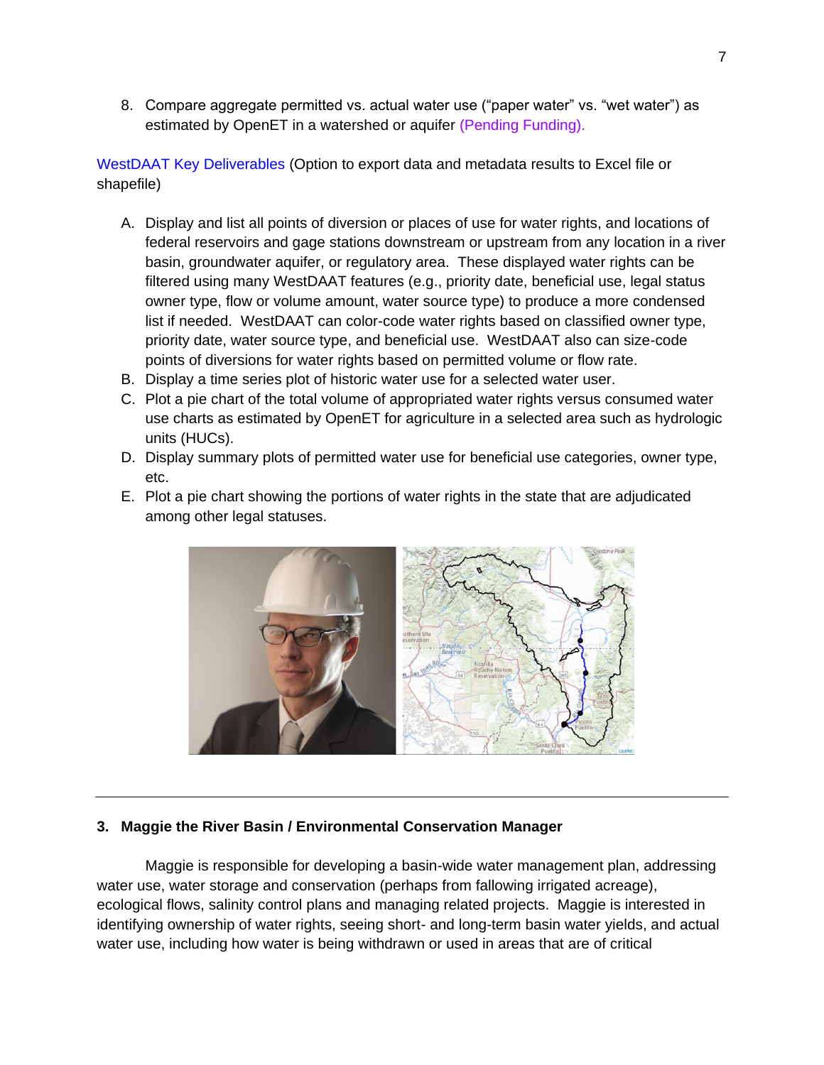8. Compare aggregate permitted vs. actual water use ("paper water" vs. "wet water") as estimated by OpenET in a watershed or aquifer (Pending Funding).

WestDAAT Key Deliverables (Option to export data and metadata results to Excel file or shapefile)

A. Display and list all points of diversion or places of use for water rights, and locations of federal reservoirs and gage stations downstream or upstream from any location in a river basin, groundwater aquifer, or regulatory area. These displayed water rights can be filtered using many WestDAAT features (e.g., priority date, beneficial use, legal status owner type, flow or volume amount, water source type) to produce a more condensed list if needed. WestDAAT can color-code water rights based on classified owner type, priority date, water source type, and beneficial use. WestDAAT also can size-code points of diversions for water rights based on permitted volume or flow rate.
B. Display a time series plot of historic water use for a selected water user.
C. Plot a pie chart of the total volume of appropriated water rights versus consumed water use charts as estimated by OpenET for agriculture in a selected area such as hydrologic units (HUCs).
D. Display summary plots of permitted water use for beneficial use categories, owner type, etc.
E. Plot a pie chart showing the portions of water rights in the state that are adjudicated among other legal statuses.

---

### 3. Maggie the River Basin / Environmental Conservation Manager

Maggie is responsible for developing a basin-wide water management plan, addressing water use, water storage and conservation (perhaps from fallowing irrigated acreage), ecological flows, salinity control plans and managing related projects. Maggie is interested in identifying ownership of water rights, seeing short- and long-term basin water yields, and actual water use, including how water is being withdrawn or used in areas that are of critical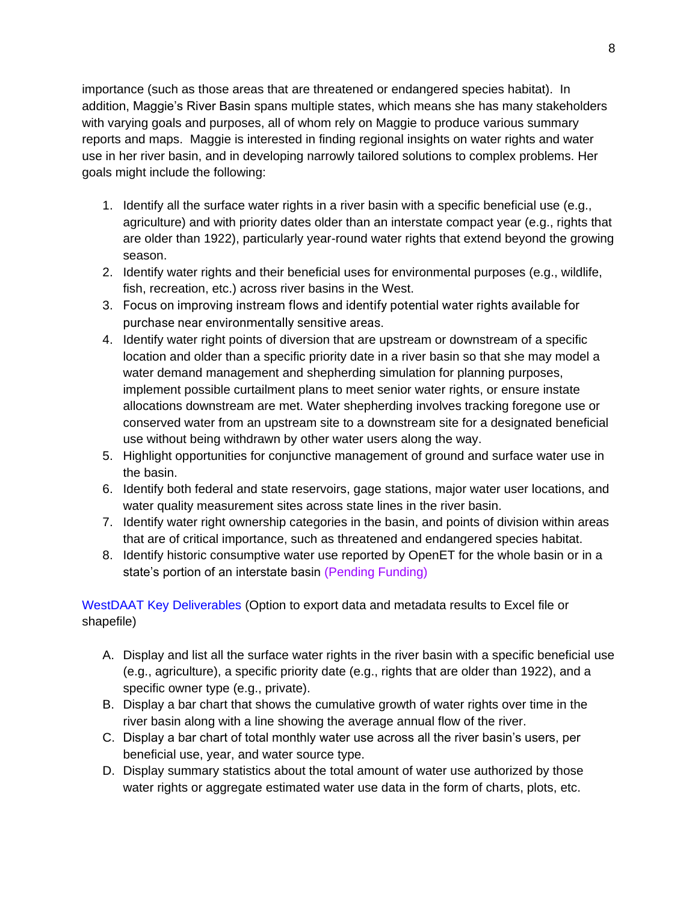importance (such as those areas that are threatened or endangered species habitat). In addition, Maggie's River Basin spans multiple states, which means she has many stakeholders with varying goals and purposes, all of whom rely on Maggie to produce various summary reports and maps. Maggie is interested in finding regional insights on water rights and water use in her river basin, and in developing narrowly tailored solutions to complex problems. Her goals might include the following:

1. Identify all the surface water rights in a river basin with a specific beneficial use (e.g., agriculture) and with priority dates older than an interstate compact year (e.g., rights that are older than 1922), particularly year-round water rights that extend beyond the growing season.
2. Identify water rights and their beneficial uses for environmental purposes (e.g., wildlife, fish, recreation, etc.) across river basins in the West.
3. Focus on improving instream flows and identify potential water rights available for purchase near environmentally sensitive areas.
4. Identify water right points of diversion that are upstream or downstream of a specific location and older than a specific priority date in a river basin so that she may model a water demand management and shepherding simulation for planning purposes, implement possible curtailment plans to meet senior water rights, or ensure instate allocations downstream are met. Water shepherding involves tracking foregone use or conserved water from an upstream site to a downstream site for a designated beneficial use without being withdrawn by other water users along the way.
5. Highlight opportunities for conjunctive management of ground and surface water use in the basin.
6. Identify both federal and state reservoirs, gage stations, major water user locations, and water quality measurement sites across state lines in the river basin.
7. Identify water right ownership categories in the basin, and points of division within areas that are of critical importance, such as threatened and endangered species habitat.
8. Identify historic consumptive water use reported by OpenET for the whole basin or in a state's portion of an interstate basin (Pending Funding)

WestDAAT Key Deliverables (Option to export data and metadata results to Excel file or shapefile)

A. Display and list all the surface water rights in the river basin with a specific beneficial use (e.g., agriculture), a specific priority date (e.g., rights that are older than 1922), and a specific owner type (e.g., private).
B. Display a bar chart that shows the cumulative growth of water rights over time in the river basin along with a line showing the average annual flow of the river.
C. Display a bar chart of total monthly water use across all the river basin's users, per beneficial use, year, and water source type.
D. Display summary statistics about the total amount of water use authorized by those water rights or aggregate estimated water use data in the form of charts, plots, etc.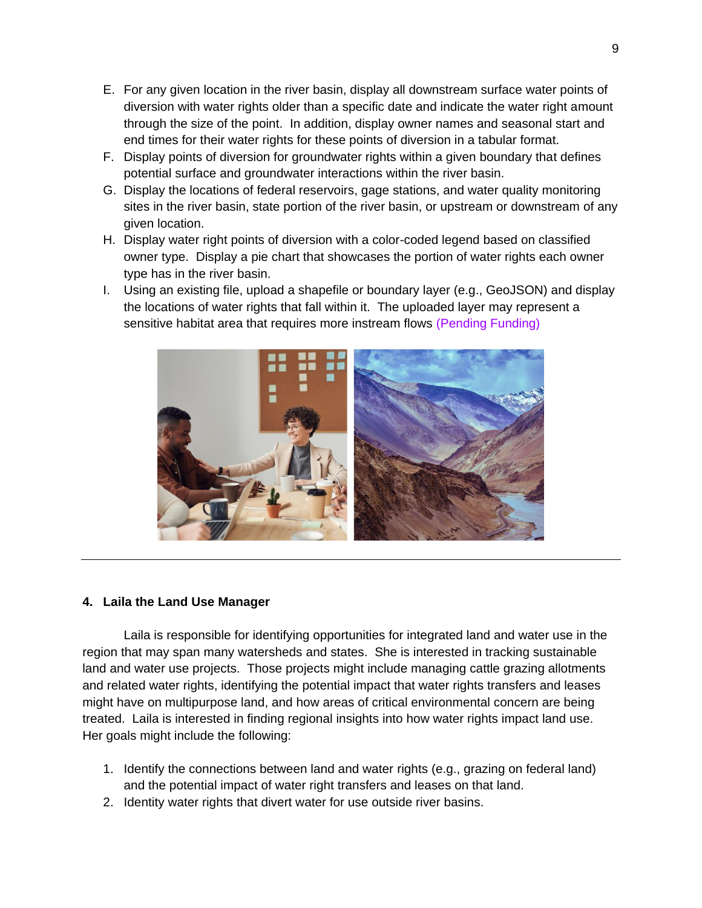E. For any given location in the river basin, display all downstream surface water points of diversion with water rights older than a specific date and indicate the water right amount through the size of the point. In addition, display owner names and seasonal start and end times for their water rights for these points of diversion in a tabular format.
F. Display points of diversion for groundwater rights within a given boundary that defines potential surface and groundwater interactions within the river basin.
G. Display the locations of federal reservoirs, gage stations, and water quality monitoring sites in the river basin, state portion of the river basin, or upstream or downstream of any given location.
H. Display water right points of diversion with a color-coded legend based on classified owner type. Display a pie chart that showcases the portion of water rights each owner type has in the river basin.
I. Using an existing file, upload a shapefile or boundary layer (e.g., GeoJSON) and display the locations of water rights that fall within it. The uploaded layer may represent a sensitive habitat area that requires more instream flows (Pending Funding)

---

### 4. Laila the Land Use Manager

Laila is responsible for identifying opportunities for integrated land and water use in the region that may span many watersheds and states. She is interested in tracking sustainable land and water use projects. Those projects might include managing cattle grazing allotments and related water rights, identifying the potential impact that water rights transfers and leases might have on multipurpose land, and how areas of critical environmental concern are being treated. Laila is interested in finding regional insights into how water rights impact land use. Her goals might include the following:

1. Identify the connections between land and water rights (e.g., grazing on federal land) and the potential impact of water right transfers and leases on that land.
2. Identity water rights that divert water for use outside river basins.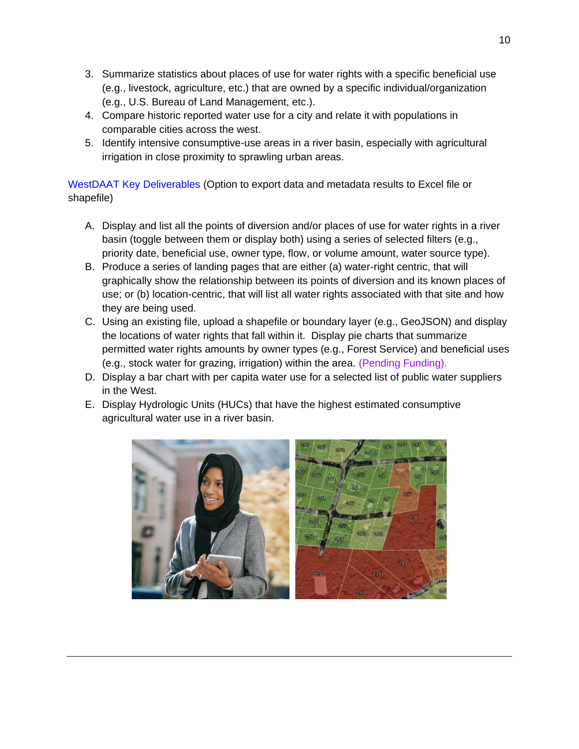3. Summarize statistics about places of use for water rights with a specific beneficial use (e.g., livestock, agriculture, etc.) that are owned by a specific individual/organization (e.g., U.S. Bureau of Land Management, etc.).
4. Compare historic reported water use for a city and relate it with populations in comparable cities across the west.
5. Identify intensive consumptive-use areas in a river basin, especially with agricultural irrigation in close proximity to sprawling urban areas.

WestDAAT Key Deliverables (Option to export data and metadata results to Excel file or shapefile)

A. Display and list all the points of diversion and/or places of use for water rights in a river basin (toggle between them or display both) using a series of selected filters (e.g., priority date, beneficial use, owner type, flow, or volume amount, water source type).
B. Produce a series of landing pages that are either (a) water-right centric, that will graphically show the relationship between its points of diversion and its known places of use; or (b) location-centric, that will list all water rights associated with that site and how they are being used.
C. Using an existing file, upload a shapefile or boundary layer (e.g., GeoJSON) and display the locations of water rights that fall within it. Display pie charts that summarize permitted water rights amounts by owner types (e.g., Forest Service) and beneficial uses (e.g., stock water for grazing, irrigation) within the area. (Pending Funding).
D. Display a bar chart with per capita water use for a selected list of public water suppliers in the West.
E. Display Hydrologic Units (HUCs) that have the highest estimated consumptive agricultural water use in a river basin.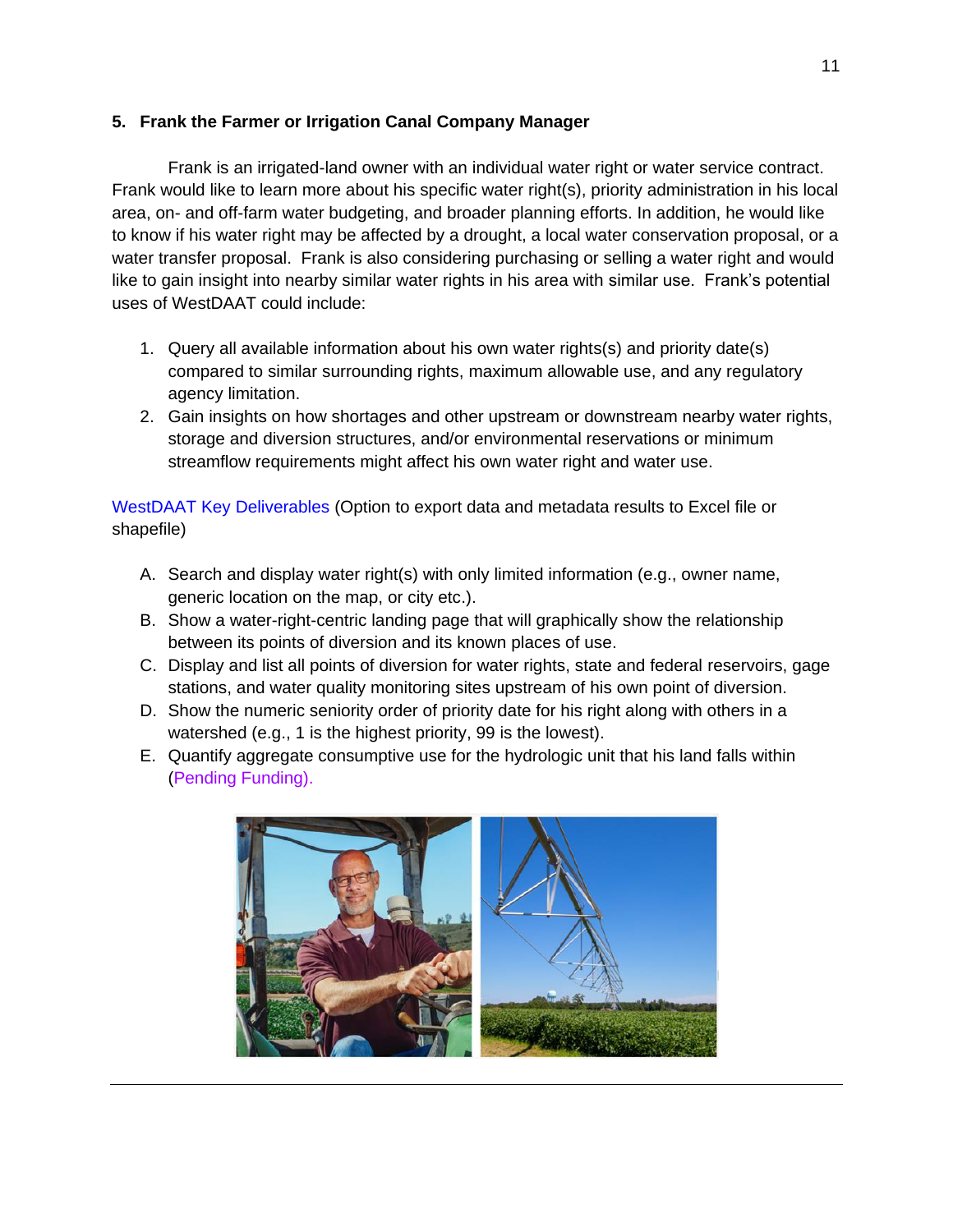### 5. Frank the Farmer or Irrigation Canal Company Manager

Frank is an irrigated-land owner with an individual water right or water service contract. Frank would like to learn more about his specific water right(s), priority administration in his local area, on- and off-farm water budgeting, and broader planning efforts. In addition, he would like to know if his water right may be affected by a drought, a local water conservation proposal, or a water transfer proposal. Frank is also considering purchasing or selling a water right and would like to gain insight into nearby similar water rights in his area with similar use. Frank's potential uses of WestDAAT could include:

1. Query all available information about his own water rights(s) and priority date(s) compared to similar surrounding rights, maximum allowable use, and any regulatory agency limitation.
2. Gain insights on how shortages and other upstream or downstream nearby water rights, storage and diversion structures, and/or environmental reservations or minimum streamflow requirements might affect his own water right and water use.

WestDAAT Key Deliverables (Option to export data and metadata results to Excel file or shapefile)

A. Search and display water right(s) with only limited information (e.g., owner name, generic location on the map, or city etc.).
B. Show a water-right-centric landing page that will graphically show the relationship between its points of diversion and its known places of use.
C. Display and list all points of diversion for water rights, state and federal reservoirs, gage stations, and water quality monitoring sites upstream of his own point of diversion.
D. Show the numeric seniority order of priority date for his right along with others in a watershed (e.g., 1 is the highest priority, 99 is the lowest).
E. Quantify aggregate consumptive use for the hydrologic unit that his land falls within (Pending Funding).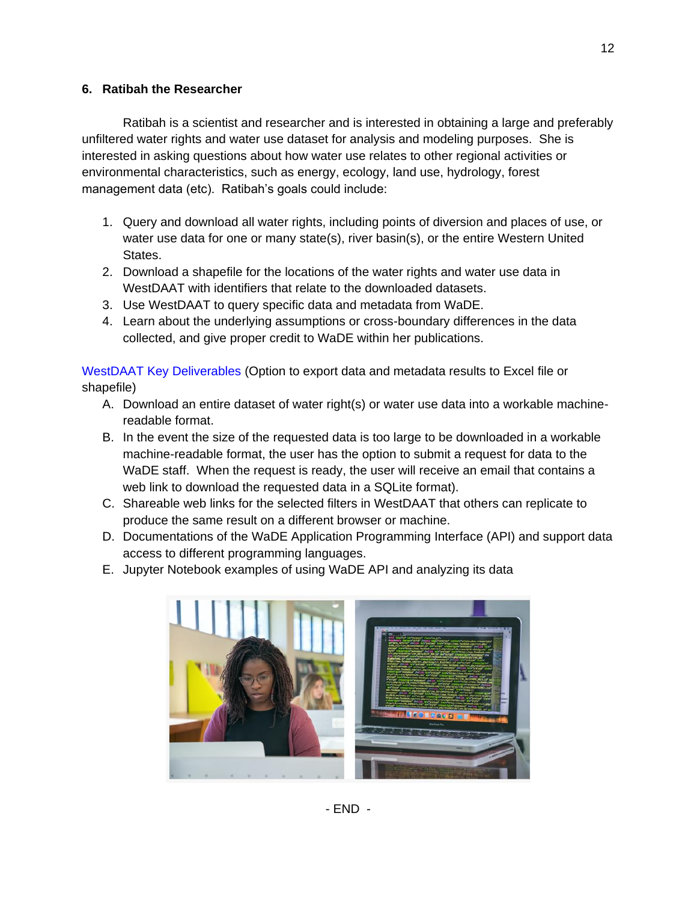### 6. Ratibah the Researcher

Ratibah is a scientist and researcher and is interested in obtaining a large and preferably unfiltered water rights and water use dataset for analysis and modeling purposes. She is interested in asking questions about how water use relates to other regional activities or environmental characteristics, such as energy, ecology, land use, hydrology, forest management data (etc). Ratibah's goals could include:

1. Query and download all water rights, including points of diversion and places of use, or water use data for one or many state(s), river basin(s), or the entire Western United States.
2. Download a shapefile for the locations of the water rights and water use data in WestDAAT with identifiers that relate to the downloaded datasets.
3. Use WestDAAT to query specific data and metadata from WaDE.
4. Learn about the underlying assumptions or cross-boundary differences in the data collected, and give proper credit to WaDE within her publications.

WestDAAT Key Deliverables (Option to export data and metadata results to Excel file or shapefile)

A. Download an entire dataset of water right(s) or water use data into a workable machine-readable format.
B. In the event the size of the requested data is too large to be downloaded in a workable machine-readable format, the user has the option to submit a request for data to the WaDE staff. When the request is ready, the user will receive an email that contains a web link to download the requested data in a SQLite format).
C. Shareable web links for the selected filters in WestDAAT that others can replicate to produce the same result on a different browser or machine.
D. Documentations of the WaDE Application Programming Interface (API) and support data access to different programming languages.
E. Jupyter Notebook examples of using WaDE API and analyzing its data

- END -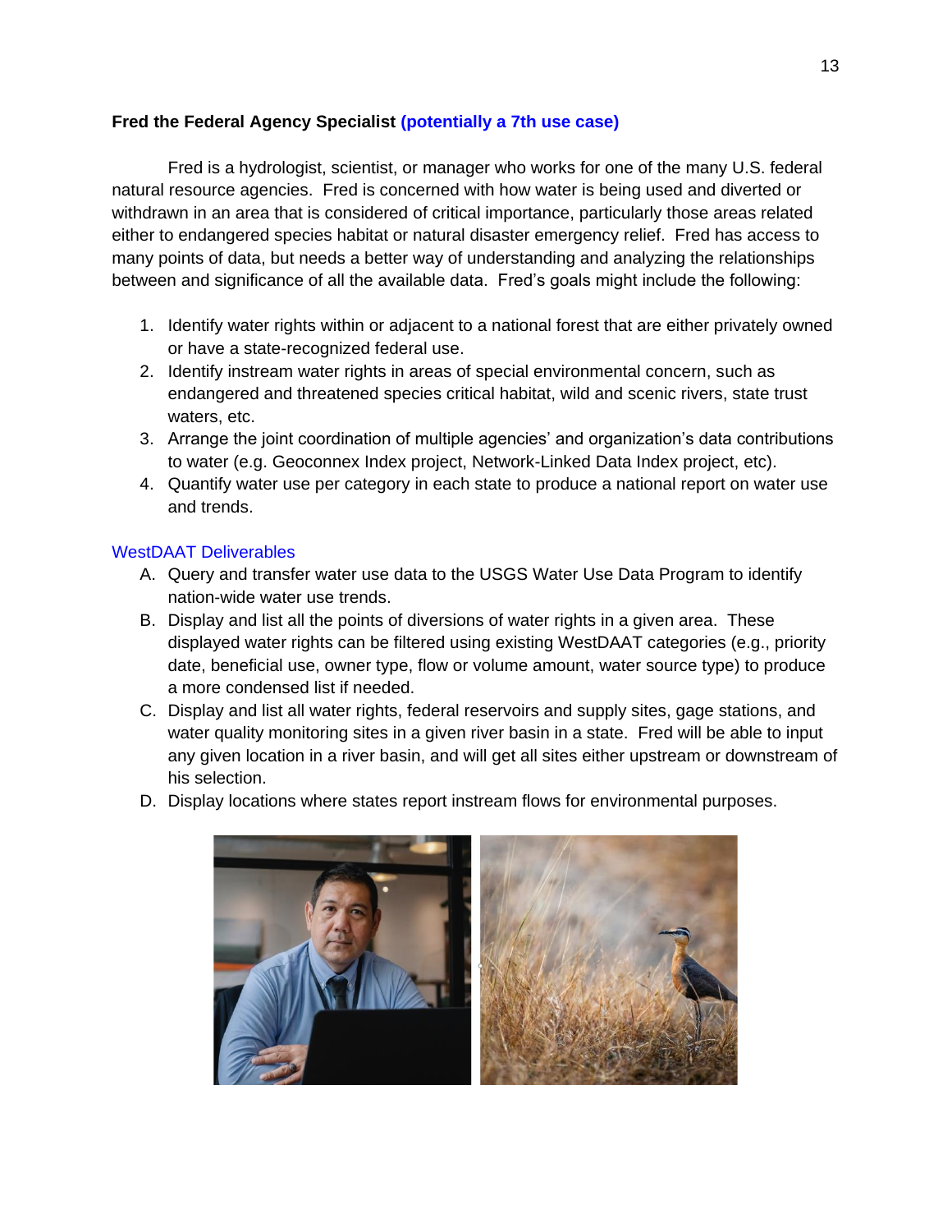**Fred the Federal Agency Specialist (potentially a 7th use case)**

Fred is a hydrologist, scientist, or manager who works for one of the many U.S. federal natural resource agencies. Fred is concerned with how water is being used and diverted or withdrawn in an area that is considered of critical importance, particularly those areas related either to endangered species habitat or natural disaster emergency relief. Fred has access to many points of data, but needs a better way of understanding and analyzing the relationships between and significance of all the available data. Fred's goals might include the following:

1. Identify water rights within or adjacent to a national forest that are either privately owned or have a state-recognized federal use.
2. Identify instream water rights in areas of special environmental concern, such as endangered and threatened species critical habitat, wild and scenic rivers, state trust waters, etc.
3. Arrange the joint coordination of multiple agencies' and organization's data contributions to water (e.g. Geoconnex Index project, Network-Linked Data Index project, etc).
4. Quantify water use per category in each state to produce a national report on water use and trends.

WestDAAT Deliverables

A. Query and transfer water use data to the USGS Water Use Data Program to identify nation-wide water use trends.
B. Display and list all the points of diversions of water rights in a given area. These displayed water rights can be filtered using existing WestDAAT categories (e.g., priority date, beneficial use, owner type, flow or volume amount, water source type) to produce a more condensed list if needed.
C. Display and list all water rights, federal reservoirs and supply sites, gage stations, and water quality monitoring sites in a given river basin in a state. Fred will be able to input any given location in a river basin, and will get all sites either upstream or downstream of his selection.
D. Display locations where states report instream flows for environmental purposes.